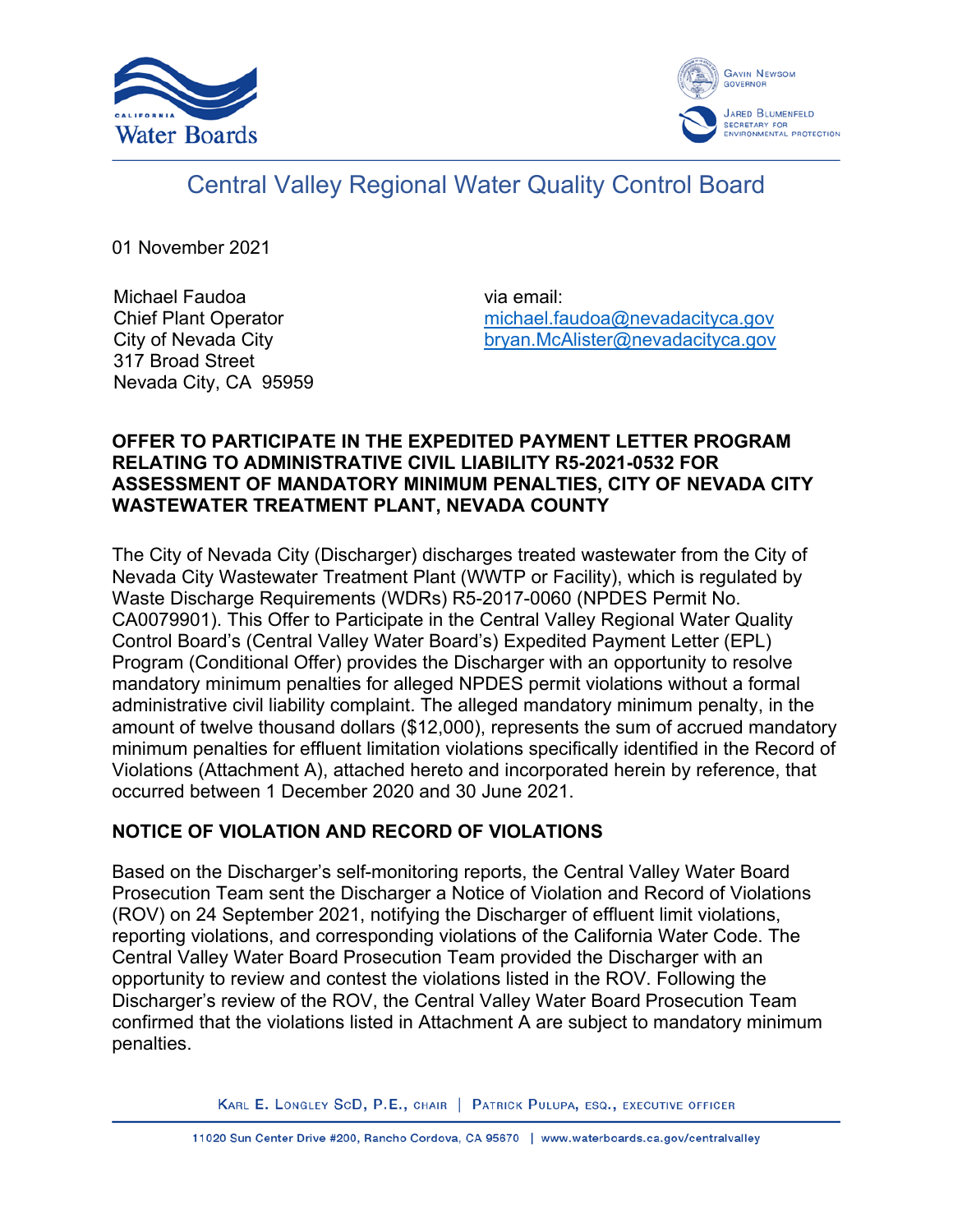Central Valley Regional Water Quality Control Board

01 November 2021

Michael Faudoa
Chief Plant Operator
City of Nevada City
317 Broad Street
Nevada City, CA 95959

via email:
michael.faudoa@nevadacityca.gov
bryan.McAlister@nevadacityca.gov

**OFFER TO PARTICIPATE IN THE EXPEDITED PAYMENT LETTER PROGRAM RELATING TO ADMINISTRATIVE CIVIL LIABILITY R5-2021-0532 FOR ASSESSMENT OF MANDATORY MINIMUM PENALTIES, CITY OF NEVADA CITY WASTEWATER TREATMENT PLANT, NEVADA COUNTY**

The City of Nevada City (Discharger) discharges treated wastewater from the City of Nevada City Wastewater Treatment Plant (WWTP or Facility), which is regulated by Waste Discharge Requirements (WDRs) R5-2017-0060 (NPDES Permit No. CA0079901). This Offer to Participate in the Central Valley Regional Water Quality Control Board's (Central Valley Water Board's) Expedited Payment Letter (EPL) Program (Conditional Offer) provides the Discharger with an opportunity to resolve mandatory minimum penalties for alleged NPDES permit violations without a formal administrative civil liability complaint. The alleged mandatory minimum penalty, in the amount of twelve thousand dollars ($12,000), represents the sum of accrued mandatory minimum penalties for effluent limitation violations specifically identified in the Record of Violations (Attachment A), attached hereto and incorporated herein by reference, that occurred between 1 December 2020 and 30 June 2021.

## NOTICE OF VIOLATION AND RECORD OF VIOLATIONS

Based on the Discharger's self-monitoring reports, the Central Valley Water Board Prosecution Team sent the Discharger a Notice of Violation and Record of Violations (ROV) on 24 September 2021, notifying the Discharger of effluent limit violations, reporting violations, and corresponding violations of the California Water Code. The Central Valley Water Board Prosecution Team provided the Discharger with an opportunity to review and contest the violations listed in the ROV. Following the Discharger's review of the ROV, the Central Valley Water Board Prosecution Team confirmed that the violations listed in Attachment A are subject to mandatory minimum penalties.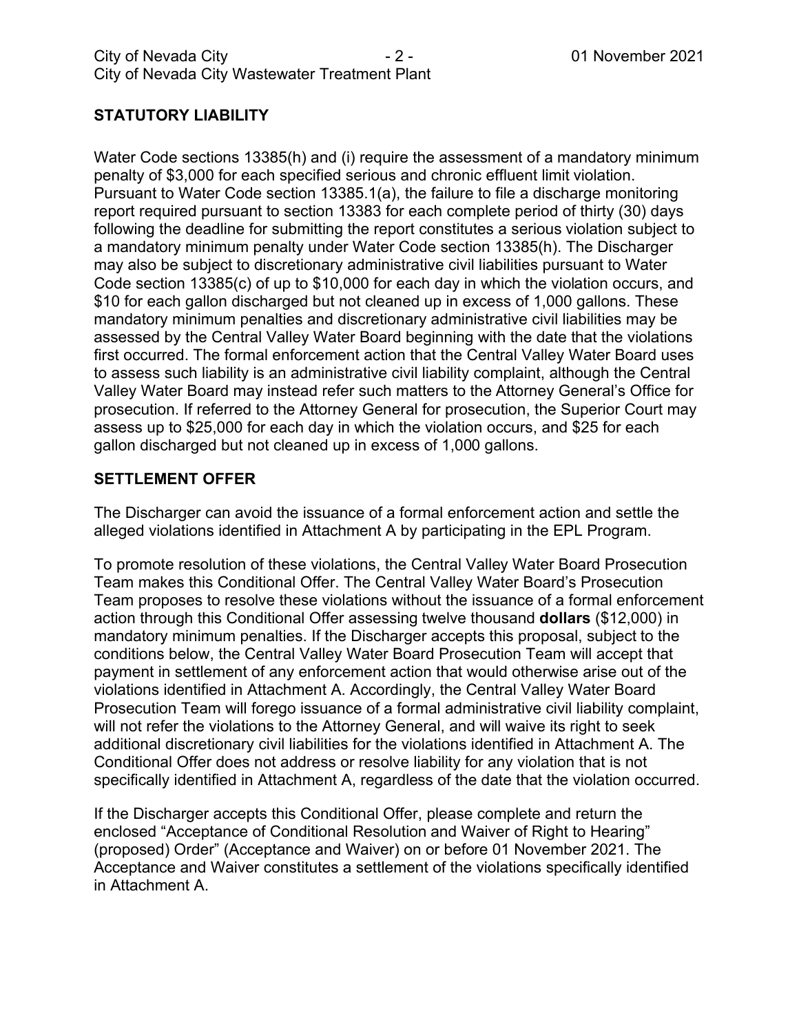## STATUTORY LIABILITY

Water Code sections 13385(h) and (i) require the assessment of a mandatory minimum penalty of $3,000 for each specified serious and chronic effluent limit violation. Pursuant to Water Code section 13385.1(a), the failure to file a discharge monitoring report required pursuant to section 13383 for each complete period of thirty (30) days following the deadline for submitting the report constitutes a serious violation subject to a mandatory minimum penalty under Water Code section 13385(h). The Discharger may also be subject to discretionary administrative civil liabilities pursuant to Water Code section 13385(c) of up to $10,000 for each day in which the violation occurs, and $10 for each gallon discharged but not cleaned up in excess of 1,000 gallons. These mandatory minimum penalties and discretionary administrative civil liabilities may be assessed by the Central Valley Water Board beginning with the date that the violations first occurred. The formal enforcement action that the Central Valley Water Board uses to assess such liability is an administrative civil liability complaint, although the Central Valley Water Board may instead refer such matters to the Attorney General's Office for prosecution. If referred to the Attorney General for prosecution, the Superior Court may assess up to $25,000 for each day in which the violation occurs, and $25 for each gallon discharged but not cleaned up in excess of 1,000 gallons.

## SETTLEMENT OFFER

The Discharger can avoid the issuance of a formal enforcement action and settle the alleged violations identified in Attachment A by participating in the EPL Program.

To promote resolution of these violations, the Central Valley Water Board Prosecution Team makes this Conditional Offer. The Central Valley Water Board's Prosecution Team proposes to resolve these violations without the issuance of a formal enforcement action through this Conditional Offer assessing twelve thousand **dollars** ($12,000) in mandatory minimum penalties. If the Discharger accepts this proposal, subject to the conditions below, the Central Valley Water Board Prosecution Team will accept that payment in settlement of any enforcement action that would otherwise arise out of the violations identified in Attachment A. Accordingly, the Central Valley Water Board Prosecution Team will forego issuance of a formal administrative civil liability complaint, will not refer the violations to the Attorney General, and will waive its right to seek additional discretionary civil liabilities for the violations identified in Attachment A. The Conditional Offer does not address or resolve liability for any violation that is not specifically identified in Attachment A, regardless of the date that the violation occurred.

If the Discharger accepts this Conditional Offer, please complete and return the enclosed "Acceptance of Conditional Resolution and Waiver of Right to Hearing" (proposed) Order" (Acceptance and Waiver) on or before 01 November 2021. The Acceptance and Waiver constitutes a settlement of the violations specifically identified in Attachment A.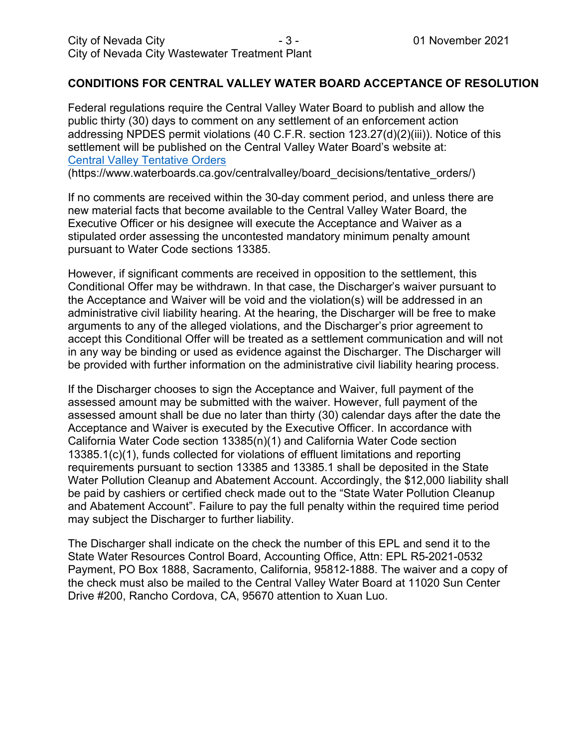## CONDITIONS FOR CENTRAL VALLEY WATER BOARD ACCEPTANCE OF RESOLUTION

Federal regulations require the Central Valley Water Board to publish and allow the public thirty (30) days to comment on any settlement of an enforcement action addressing NPDES permit violations (40 C.F.R. section 123.27(d)(2)(iii)). Notice of this settlement will be published on the Central Valley Water Board's website at: [Central Valley Tentative Orders](https://www.waterboards.ca.gov/centralvalley/board_decisions/tentative_orders/)
(https://www.waterboards.ca.gov/centralvalley/board_decisions/tentative_orders/)

If no comments are received within the 30-day comment period, and unless there are new material facts that become available to the Central Valley Water Board, the Executive Officer or his designee will execute the Acceptance and Waiver as a stipulated order assessing the uncontested mandatory minimum penalty amount pursuant to Water Code sections 13385.

However, if significant comments are received in opposition to the settlement, this Conditional Offer may be withdrawn. In that case, the Discharger's waiver pursuant to the Acceptance and Waiver will be void and the violation(s) will be addressed in an administrative civil liability hearing. At the hearing, the Discharger will be free to make arguments to any of the alleged violations, and the Discharger's prior agreement to accept this Conditional Offer will be treated as a settlement communication and will not in any way be binding or used as evidence against the Discharger. The Discharger will be provided with further information on the administrative civil liability hearing process.

If the Discharger chooses to sign the Acceptance and Waiver, full payment of the assessed amount may be submitted with the waiver. However, full payment of the assessed amount shall be due no later than thirty (30) calendar days after the date the Acceptance and Waiver is executed by the Executive Officer. In accordance with California Water Code section 13385(n)(1) and California Water Code section 13385.1(c)(1), funds collected for violations of effluent limitations and reporting requirements pursuant to section 13385 and 13385.1 shall be deposited in the State Water Pollution Cleanup and Abatement Account. Accordingly, the $12,000 liability shall be paid by cashiers or certified check made out to the "State Water Pollution Cleanup and Abatement Account". Failure to pay the full penalty within the required time period may subject the Discharger to further liability.

The Discharger shall indicate on the check the number of this EPL and send it to the State Water Resources Control Board, Accounting Office, Attn: EPL R5-2021-0532 Payment, PO Box 1888, Sacramento, California, 95812-1888. The waiver and a copy of the check must also be mailed to the Central Valley Water Board at 11020 Sun Center Drive #200, Rancho Cordova, CA, 95670 attention to Xuan Luo.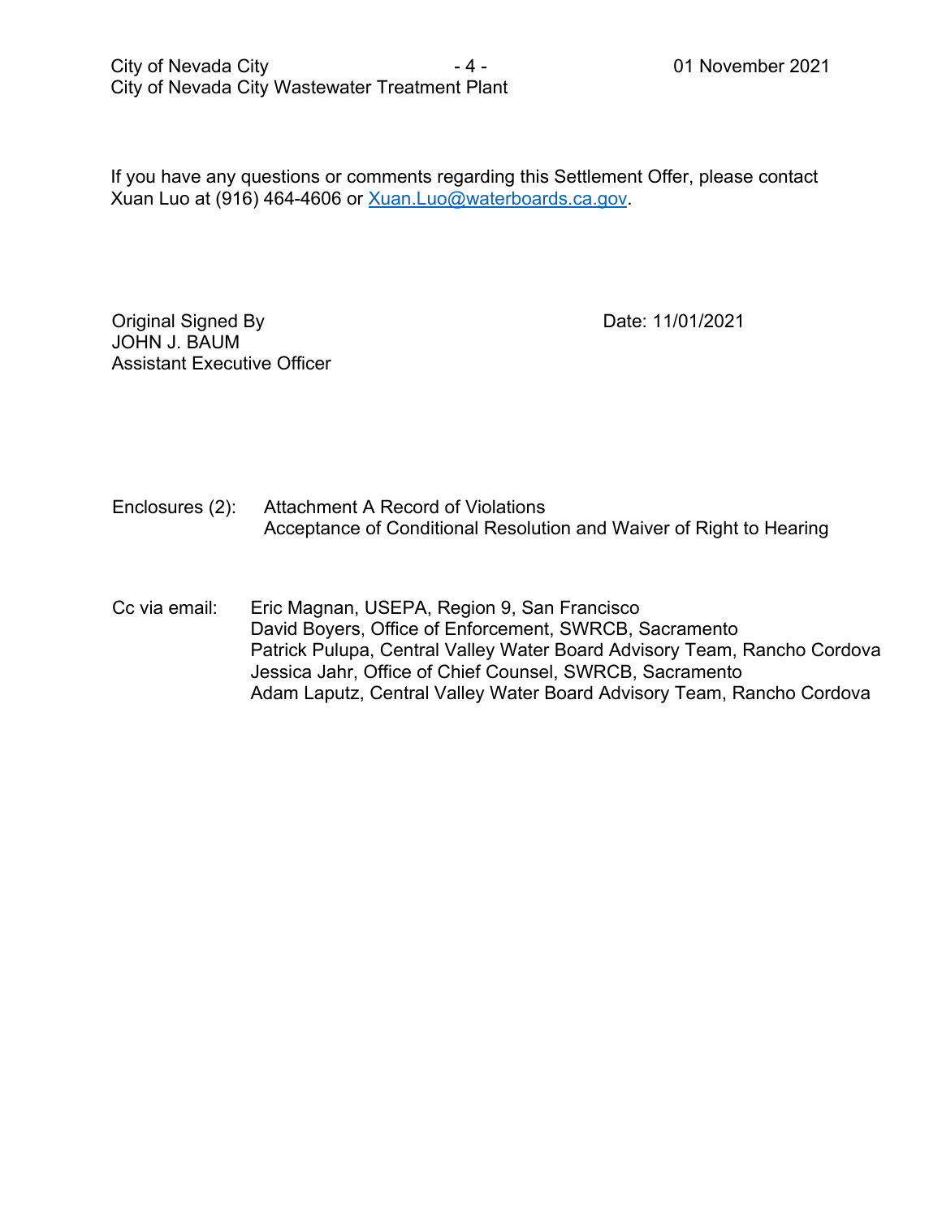If you have any questions or comments regarding this Settlement Offer, please contact Xuan Luo at (916) 464-4606 or Xuan.Luo@waterboards.ca.gov.

Original Signed By
JOHN J. BAUM
Assistant Executive Officer

Date: 11/01/2021

Enclosures (2): Attachment A Record of Violations
Acceptance of Conditional Resolution and Waiver of Right to Hearing

Cc via email: Eric Magnan, USEPA, Region 9, San Francisco
David Boyers, Office of Enforcement, SWRCB, Sacramento
Patrick Pulupa, Central Valley Water Board Advisory Team, Rancho Cordova
Jessica Jahr, Office of Chief Counsel, SWRCB, Sacramento
Adam Laputz, Central Valley Water Board Advisory Team, Rancho Cordova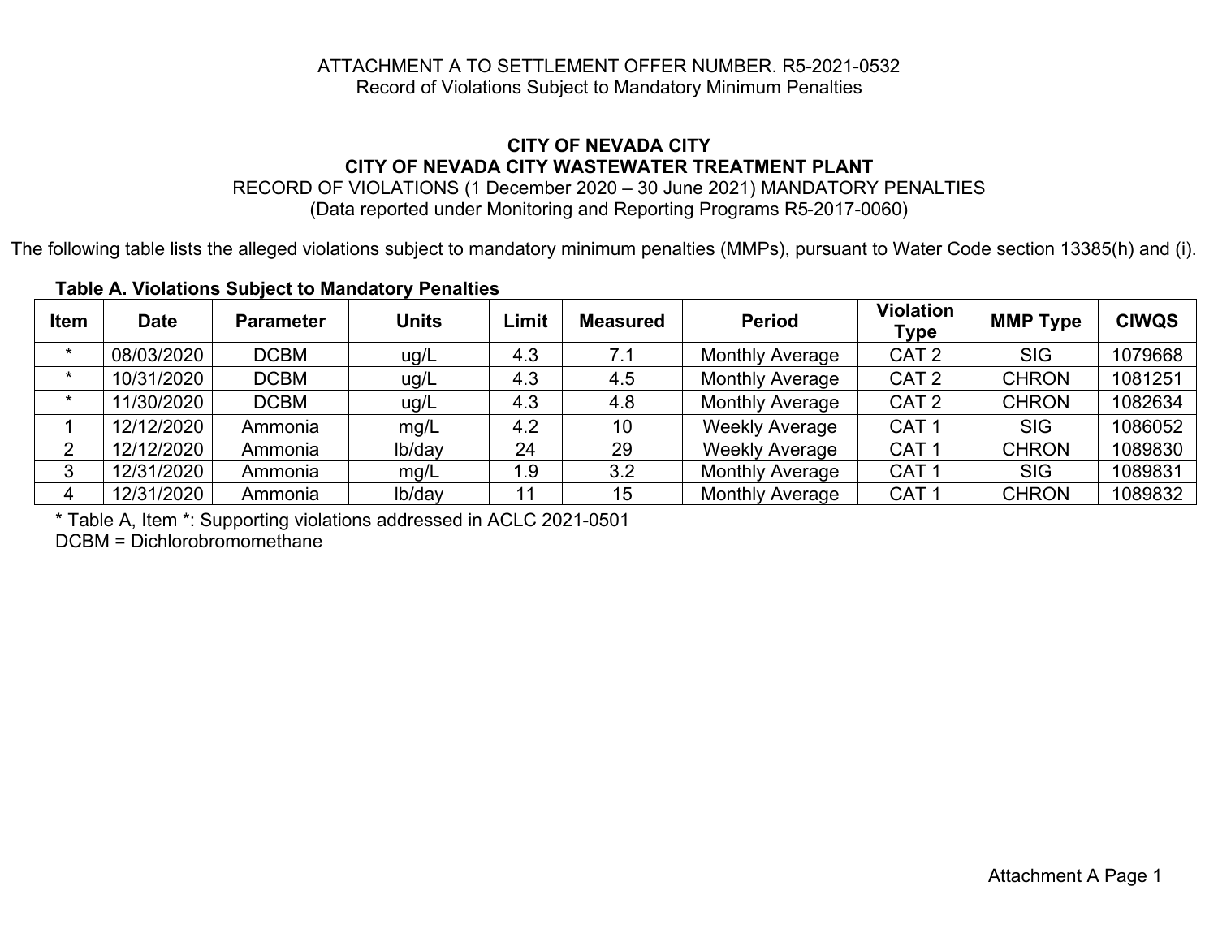ATTACHMENT A TO SETTLEMENT OFFER NUMBER. R5-2021-0532
Record of Violations Subject to Mandatory Minimum Penalties

**CITY OF NEVADA CITY**
**CITY OF NEVADA CITY WASTEWATER TREATMENT PLANT**
RECORD OF VIOLATIONS (1 December 2020 – 30 June 2021) MANDATORY PENALTIES
(Data reported under Monitoring and Reporting Programs R5-2017-0060)

The following table lists the alleged violations subject to mandatory minimum penalties (MMPs), pursuant to Water Code section 13385(h) and (i).

**Table A. Violations Subject to Mandatory Penalties**

| Item | Date | Parameter | Units | Limit | Measured | Period | Violation Type | MMP Type | CIWQS |
|---|---|---|---|---|---|---|---|---|---|
| * | 08/03/2020 | DCBM | ug/L | 4.3 | 7.1 | Monthly Average | CAT 2 | SIG | 1079668 |
| * | 10/31/2020 | DCBM | ug/L | 4.3 | 4.5 | Monthly Average | CAT 2 | CHRON | 1081251 |
| * | 11/30/2020 | DCBM | ug/L | 4.3 | 4.8 | Monthly Average | CAT 2 | CHRON | 1082634 |
| 1 | 12/12/2020 | Ammonia | mg/L | 4.2 | 10 | Weekly Average | CAT 1 | SIG | 1086052 |
| 2 | 12/12/2020 | Ammonia | lb/day | 24 | 29 | Weekly Average | CAT 1 | CHRON | 1089830 |
| 3 | 12/31/2020 | Ammonia | mg/L | 1.9 | 3.2 | Monthly Average | CAT 1 | SIG | 1089831 |
| 4 | 12/31/2020 | Ammonia | lb/day | 11 | 15 | Monthly Average | CAT 1 | CHRON | 1089832 |

* Table A, Item *: Supporting violations addressed in ACLC 2021-0501
DCBM = Dichlorobromomethane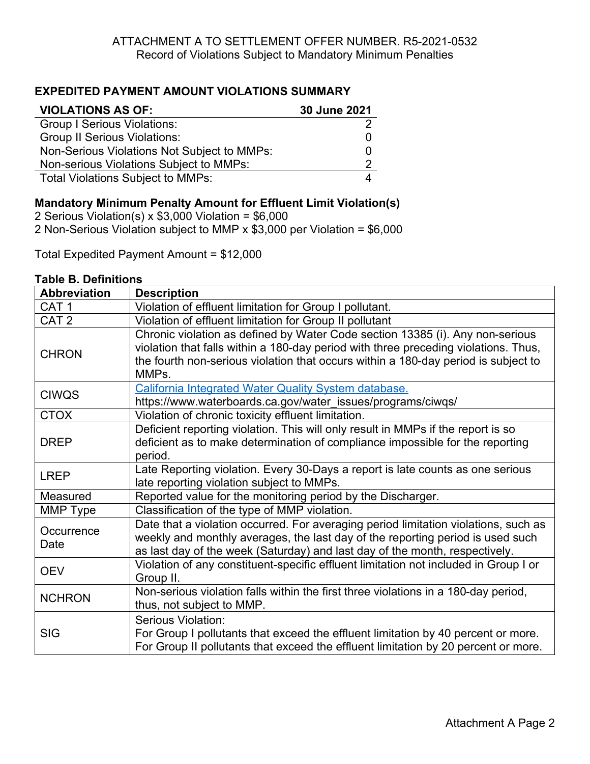ATTACHMENT A TO SETTLEMENT OFFER NUMBER. R5-2021-0532
Record of Violations Subject to Mandatory Minimum Penalties

## EXPEDITED PAYMENT AMOUNT VIOLATIONS SUMMARY

| VIOLATIONS AS OF: | 30 June 2021 |
|---|---|
| Group I Serious Violations: | 2 |
| Group II Serious Violations: | 0 |
| Non-Serious Violations Not Subject to MMPs: | 0 |
| Non-serious Violations Subject to MMPs: | 2 |
| Total Violations Subject to MMPs: | 4 |

**Mandatory Minimum Penalty Amount for Effluent Limit Violation(s)**
2 Serious Violation(s) x $3,000 Violation = $6,000
2 Non-Serious Violation subject to MMP x $3,000 per Violation = $6,000

Total Expedited Payment Amount = $12,000

**Table B. Definitions**

| Abbreviation | Description |
|---|---|
| CAT 1 | Violation of effluent limitation for Group I pollutant. |
| CAT 2 | Violation of effluent limitation for Group II pollutant |
| CHRON | Chronic violation as defined by Water Code section 13385 (i). Any non-serious violation that falls within a 180-day period with three preceding violations. Thus, the fourth non-serious violation that occurs within a 180-day period is subject to MMPs. |
| CIWQS | California Integrated Water Quality System database. https://www.waterboards.ca.gov/water_issues/programs/ciwqs/ |
| CTOX | Violation of chronic toxicity effluent limitation. |
| DREP | Deficient reporting violation. This will only result in MMPs if the report is so deficient as to make determination of compliance impossible for the reporting period. |
| LREP | Late Reporting violation. Every 30-Days a report is late counts as one serious late reporting violation subject to MMPs. |
| Measured | Reported value for the monitoring period by the Discharger. |
| MMP Type | Classification of the type of MMP violation. |
| Occurrence Date | Date that a violation occurred. For averaging period limitation violations, such as weekly and monthly averages, the last day of the reporting period is used such as last day of the week (Saturday) and last day of the month, respectively. |
| OEV | Violation of any constituent-specific effluent limitation not included in Group I or Group II. |
| NCHRON | Non-serious violation falls within the first three violations in a 180-day period, thus, not subject to MMP. |
| SIG | Serious Violation:<br>For Group I pollutants that exceed the effluent limitation by 40 percent or more.<br>For Group II pollutants that exceed the effluent limitation by 20 percent or more. |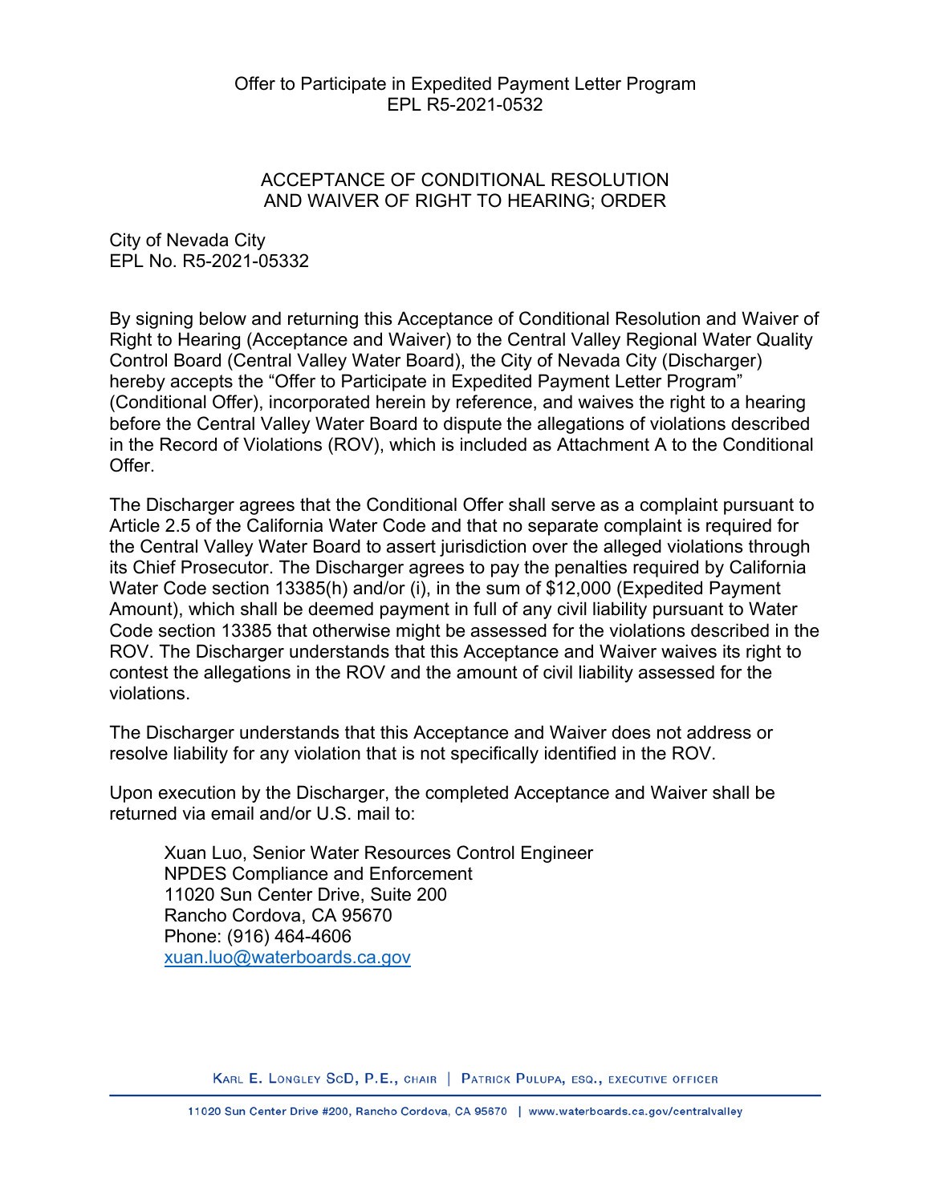Offer to Participate in Expedited Payment Letter Program
EPL R5-2021-0532

## ACCEPTANCE OF CONDITIONAL RESOLUTION AND WAIVER OF RIGHT TO HEARING; ORDER

City of Nevada City
EPL No. R5-2021-05332

By signing below and returning this Acceptance of Conditional Resolution and Waiver of Right to Hearing (Acceptance and Waiver) to the Central Valley Regional Water Quality Control Board (Central Valley Water Board), the City of Nevada City (Discharger) hereby accepts the "Offer to Participate in Expedited Payment Letter Program" (Conditional Offer), incorporated herein by reference, and waives the right to a hearing before the Central Valley Water Board to dispute the allegations of violations described in the Record of Violations (ROV), which is included as Attachment A to the Conditional Offer.

The Discharger agrees that the Conditional Offer shall serve as a complaint pursuant to Article 2.5 of the California Water Code and that no separate complaint is required for the Central Valley Water Board to assert jurisdiction over the alleged violations through its Chief Prosecutor. The Discharger agrees to pay the penalties required by California Water Code section 13385(h) and/or (i), in the sum of $12,000 (Expedited Payment Amount), which shall be deemed payment in full of any civil liability pursuant to Water Code section 13385 that otherwise might be assessed for the violations described in the ROV. The Discharger understands that this Acceptance and Waiver waives its right to contest the allegations in the ROV and the amount of civil liability assessed for the violations.

The Discharger understands that this Acceptance and Waiver does not address or resolve liability for any violation that is not specifically identified in the ROV.

Upon execution by the Discharger, the completed Acceptance and Waiver shall be returned via email and/or U.S. mail to:

> Xuan Luo, Senior Water Resources Control Engineer
> NPDES Compliance and Enforcement
> 11020 Sun Center Drive, Suite 200
> Rancho Cordova, CA 95670
> Phone: (916) 464-4606
> xuan.luo@waterboards.ca.gov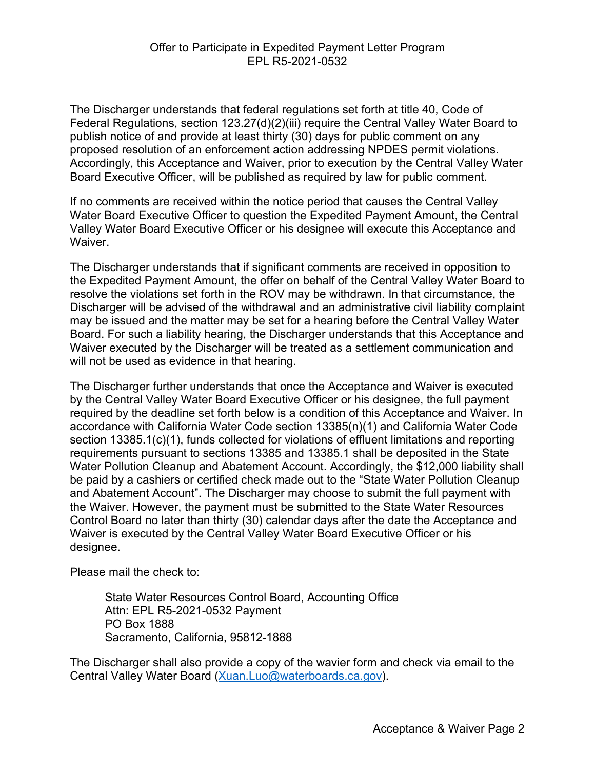Offer to Participate in Expedited Payment Letter Program
EPL R5-2021-0532

The Discharger understands that federal regulations set forth at title 40, Code of Federal Regulations, section 123.27(d)(2)(iii) require the Central Valley Water Board to publish notice of and provide at least thirty (30) days for public comment on any proposed resolution of an enforcement action addressing NPDES permit violations. Accordingly, this Acceptance and Waiver, prior to execution by the Central Valley Water Board Executive Officer, will be published as required by law for public comment.

If no comments are received within the notice period that causes the Central Valley Water Board Executive Officer to question the Expedited Payment Amount, the Central Valley Water Board Executive Officer or his designee will execute this Acceptance and Waiver.

The Discharger understands that if significant comments are received in opposition to the Expedited Payment Amount, the offer on behalf of the Central Valley Water Board to resolve the violations set forth in the ROV may be withdrawn. In that circumstance, the Discharger will be advised of the withdrawal and an administrative civil liability complaint may be issued and the matter may be set for a hearing before the Central Valley Water Board. For such a liability hearing, the Discharger understands that this Acceptance and Waiver executed by the Discharger will be treated as a settlement communication and will not be used as evidence in that hearing.

The Discharger further understands that once the Acceptance and Waiver is executed by the Central Valley Water Board Executive Officer or his designee, the full payment required by the deadline set forth below is a condition of this Acceptance and Waiver. In accordance with California Water Code section 13385(n)(1) and California Water Code section 13385.1(c)(1), funds collected for violations of effluent limitations and reporting requirements pursuant to sections 13385 and 13385.1 shall be deposited in the State Water Pollution Cleanup and Abatement Account. Accordingly, the $12,000 liability shall be paid by a cashiers or certified check made out to the "State Water Pollution Cleanup and Abatement Account". The Discharger may choose to submit the full payment with the Waiver. However, the payment must be submitted to the State Water Resources Control Board no later than thirty (30) calendar days after the date the Acceptance and Waiver is executed by the Central Valley Water Board Executive Officer or his designee.

Please mail the check to:

> State Water Resources Control Board, Accounting Office
> Attn: EPL R5-2021-0532 Payment
> PO Box 1888
> Sacramento, California, 95812-1888

The Discharger shall also provide a copy of the wavier form and check via email to the Central Valley Water Board (Xuan.Luo@waterboards.ca.gov).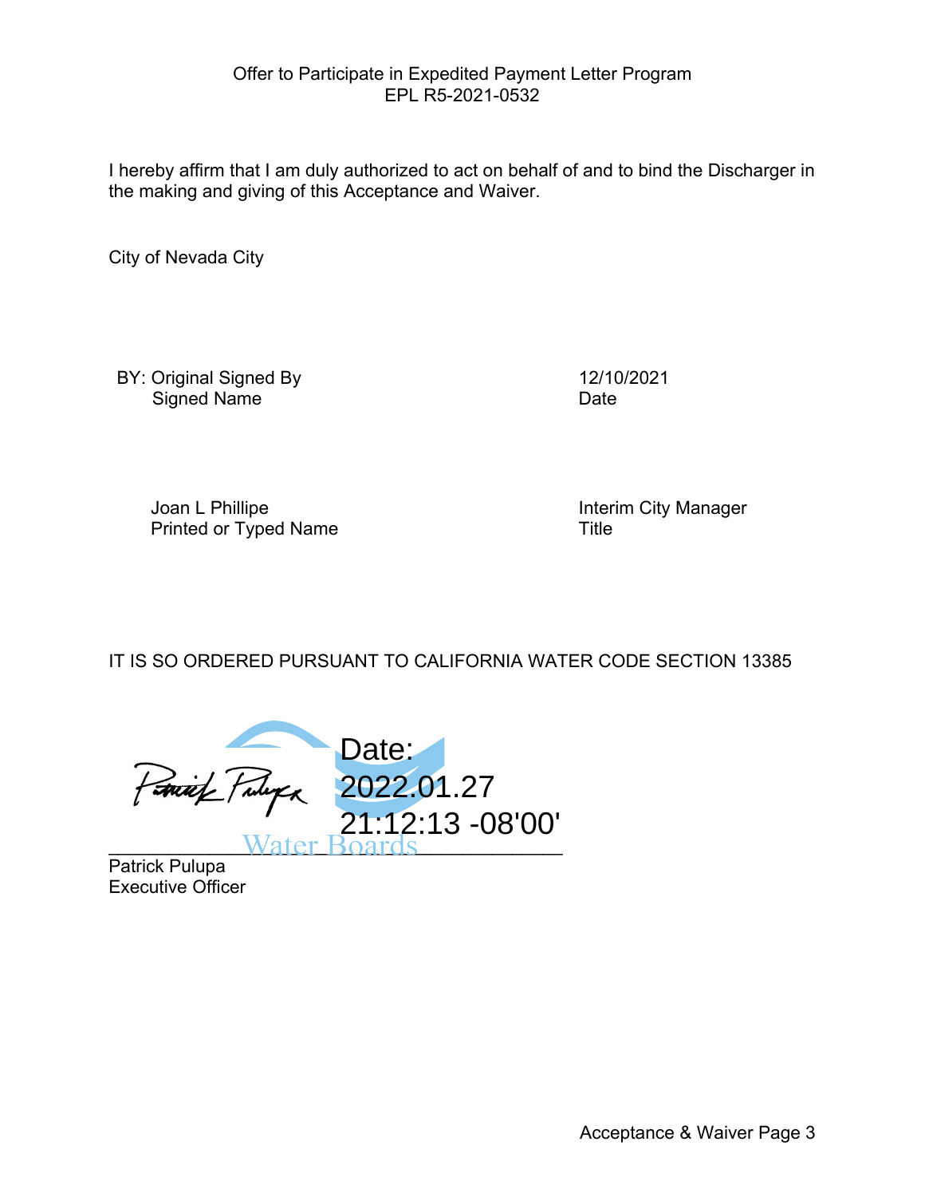Offer to Participate in Expedited Payment Letter Program
EPL R5-2021-0532

I hereby affirm that I am duly authorized to act on behalf of and to bind the Discharger in the making and giving of this Acceptance and Waiver.

City of Nevada City

BY: Original Signed By
Signed Name

12/10/2021
Date

Joan L Phillipe
Printed or Typed Name

Interim City Manager
Title

IT IS SO ORDERED PURSUANT TO CALIFORNIA WATER CODE SECTION 13385

Date: 2022.01.27 21:12:13 -08'00'

Patrick Pulupa
Executive Officer